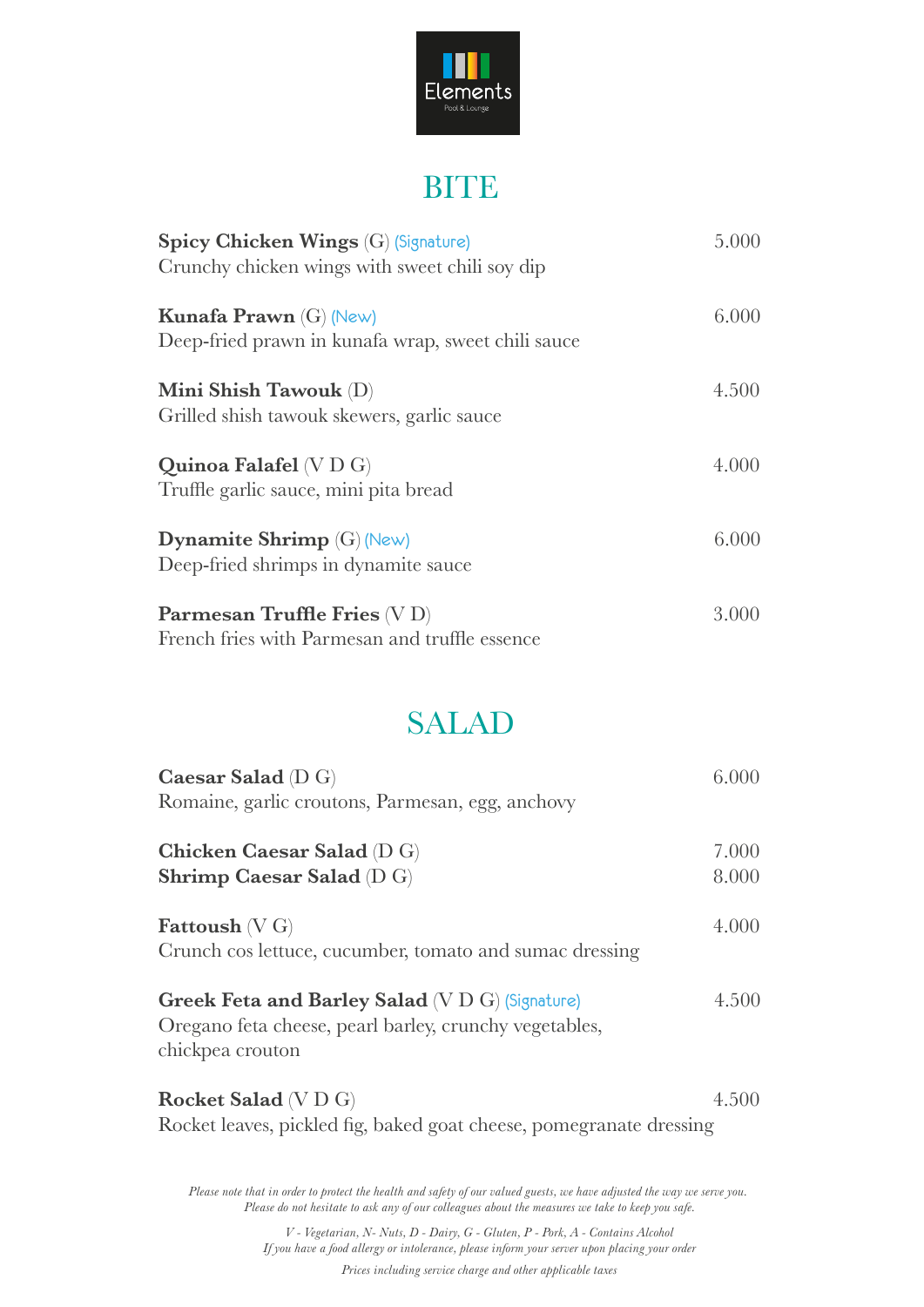Elements

Pool & Lounge

# BITE

**Spicy Chicken Wings** (G) (Signature) — 5.000
Crunchy chicken wings with sweet chili soy dip

**Kunafa Prawn** (G) (New) — 6.000
Deep-fried prawn in kunafa wrap, sweet chili sauce

**Mini Shish Tawouk** (D) — 4.500
Grilled shish tawouk skewers, garlic sauce

**Quinoa Falafel** (V D G) — 4.000
Truffle garlic sauce, mini pita bread

**Dynamite Shrimp** (G) (New) — 6.000
Deep-fried shrimps in dynamite sauce

**Parmesan Truffle Fries** (V D) — 3.000
French fries with Parmesan and truffle essence

# SALAD

**Caesar Salad** (D G) — 6.000
Romaine, garlic croutons, Parmesan, egg, anchovy

**Chicken Caesar Salad** (D G) — 7.000
**Shrimp Caesar Salad** (D G) — 8.000

**Fattoush** (V G) — 4.000
Crunch cos lettuce, cucumber, tomato and sumac dressing

**Greek Feta and Barley Salad** (V D G) (Signature) — 4.500
Oregano feta cheese, pearl barley, crunchy vegetables, chickpea crouton

**Rocket Salad** (V D G) — 4.500
Rocket leaves, pickled fig, baked goat cheese, pomegranate dressing

*Please note that in order to protect the health and safety of our valued guests, we have adjusted the way we serve you. Please do not hesitate to ask any of our colleagues about the measures we take to keep you safe.*

*V - Vegetarian, N- Nuts, D - Dairy, G - Gluten, P - Pork, A - Contains Alcohol*
*If you have a food allergy or intolerance, please inform your server upon placing your order*

*Prices including service charge and other applicable taxes*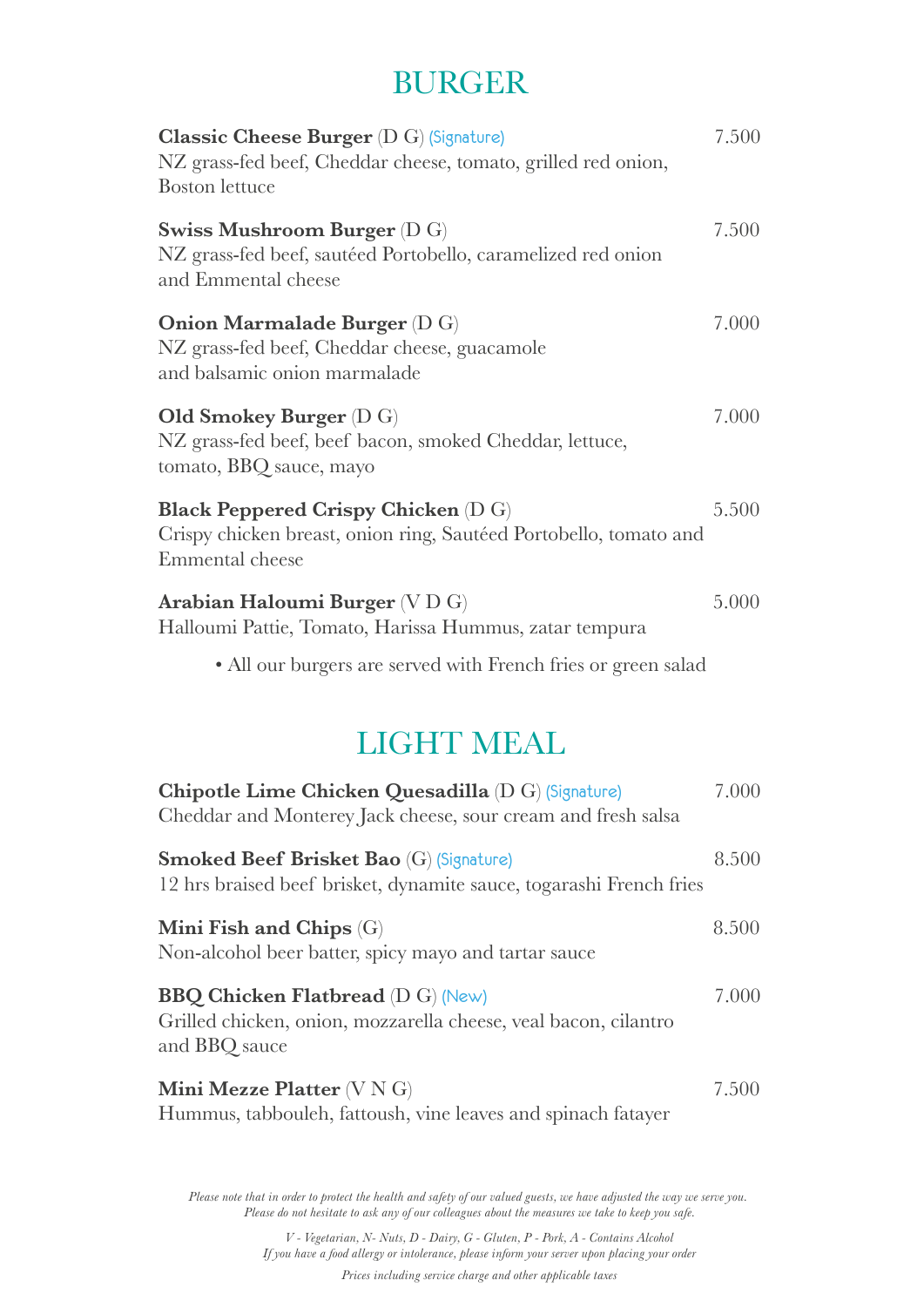## BURGER

**Classic Cheese Burger** (D G) (Signature) — 7.500
NZ grass-fed beef, Cheddar cheese, tomato, grilled red onion, Boston lettuce

**Swiss Mushroom Burger** (D G) — 7.500
NZ grass-fed beef, sautéed Portobello, caramelized red onion and Emmental cheese

**Onion Marmalade Burger** (D G) — 7.000
NZ grass-fed beef, Cheddar cheese, guacamole and balsamic onion marmalade

**Old Smokey Burger** (D G) — 7.000
NZ grass-fed beef, beef bacon, smoked Cheddar, lettuce, tomato, BBQ sauce, mayo

**Black Peppered Crispy Chicken** (D G) — 5.500
Crispy chicken breast, onion ring, Sautéed Portobello, tomato and Emmental cheese

**Arabian Haloumi Burger** (V D G) — 5.000
Halloumi Pattie, Tomato, Harissa Hummus, zatar tempura

- All our burgers are served with French fries or green salad

## LIGHT MEAL

**Chipotle Lime Chicken Quesadilla** (D G) (Signature) — 7.000
Cheddar and Monterey Jack cheese, sour cream and fresh salsa

**Smoked Beef Brisket Bao** (G) (Signature) — 8.500
12 hrs braised beef brisket, dynamite sauce, togarashi French fries

**Mini Fish and Chips** (G) — 8.500
Non-alcohol beer batter, spicy mayo and tartar sauce

**BBQ Chicken Flatbread** (D G) (New) — 7.000
Grilled chicken, onion, mozzarella cheese, veal bacon, cilantro and BBQ sauce

**Mini Mezze Platter** (V N G) — 7.500
Hummus, tabbouleh, fattoush, vine leaves and spinach fatayer

*Please note that in order to protect the health and safety of our valued guests, we have adjusted the way we serve you. Please do not hesitate to ask any of our colleagues about the measures we take to keep you safe.*

*V - Vegetarian, N- Nuts, D - Dairy, G - Gluten, P - Pork, A - Contains Alcohol*
*If you have a food allergy or intolerance, please inform your server upon placing your order*

*Prices including service charge and other applicable taxes*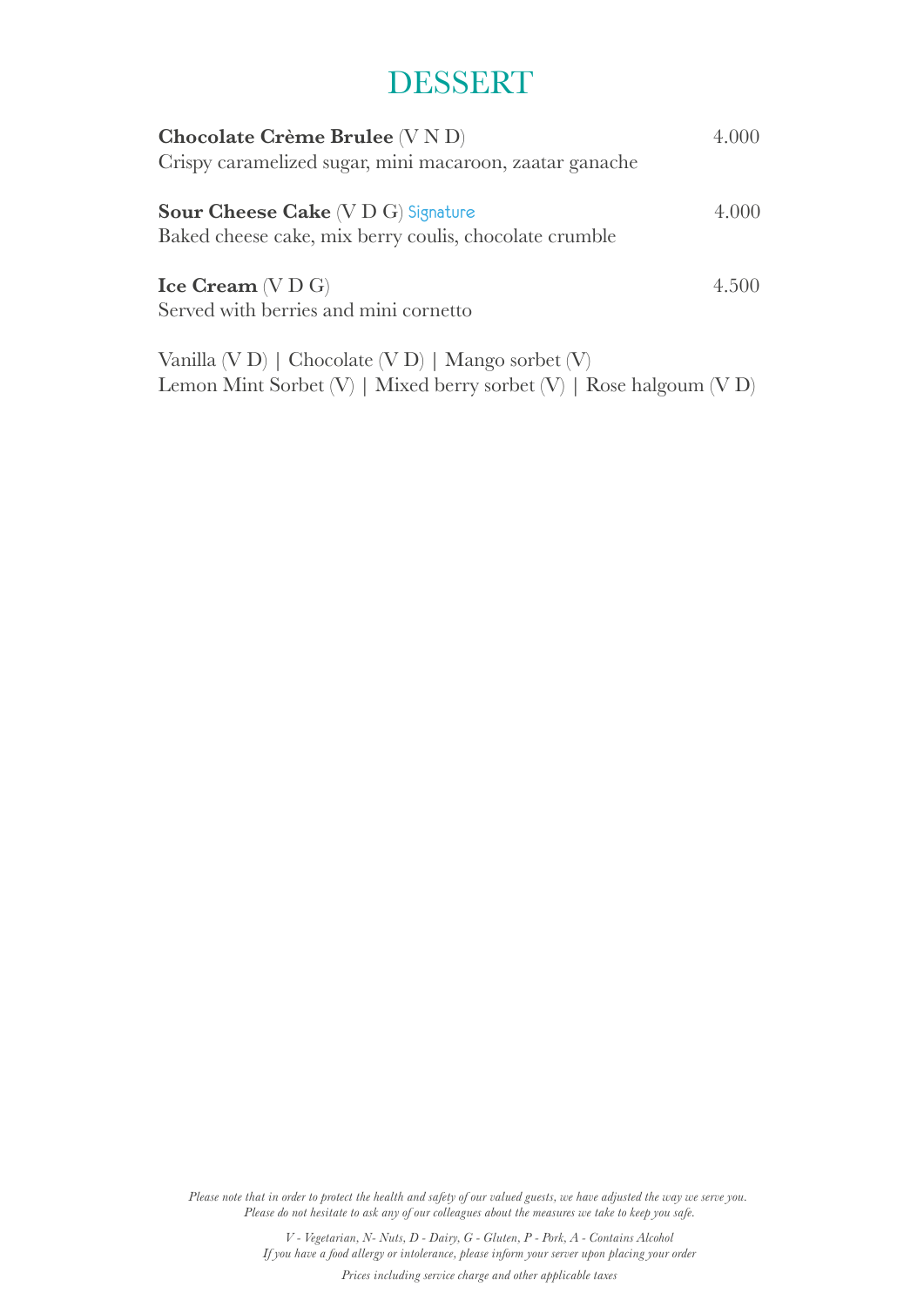# DESSERT

**Chocolate Crème Brulee** (V N D) 4.000
Crispy caramelized sugar, mini macaroon, zaatar ganache

**Sour Cheese Cake** (V D G) Signature 4.000
Baked cheese cake, mix berry coulis, chocolate crumble

**Ice Cream** (V D G) 4.500
Served with berries and mini cornetto

Vanilla (V D) | Chocolate (V D) | Mango sorbet (V)
Lemon Mint Sorbet (V) | Mixed berry sorbet (V) | Rose halgoum (V D)

*Please note that in order to protect the health and safety of our valued guests, we have adjusted the way we serve you.*
*Please do not hesitate to ask any of our colleagues about the measures we take to keep you safe.*

*V - Vegetarian, N- Nuts, D - Dairy, G - Gluten, P - Pork, A - Contains Alcohol*
*If you have a food allergy or intolerance, please inform your server upon placing your order*

*Prices including service charge and other applicable taxes*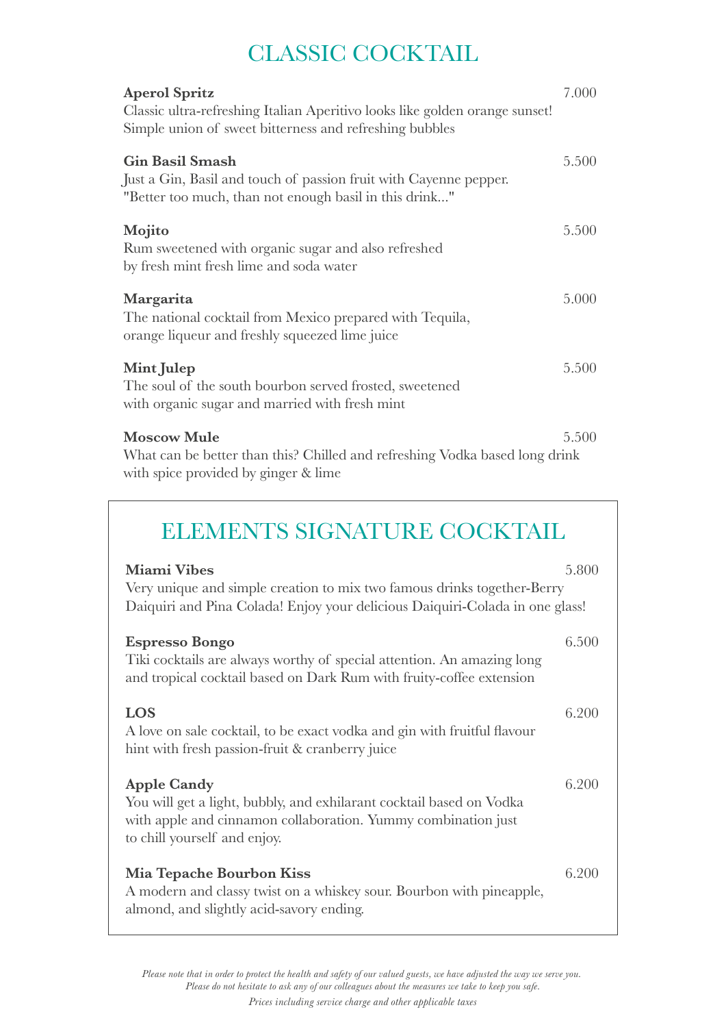# CLASSIC COCKTAIL

**Aperol Spritz** 7.000
Classic ultra-refreshing Italian Aperitivo looks like golden orange sunset!
Simple union of sweet bitterness and refreshing bubbles

**Gin Basil Smash** 5.500
Just a Gin, Basil and touch of passion fruit with Cayenne pepper.
"Better too much, than not enough basil in this drink..."

**Mojito** 5.500
Rum sweetened with organic sugar and also refreshed
by fresh mint fresh lime and soda water

**Margarita** 5.000
The national cocktail from Mexico prepared with Tequila,
orange liqueur and freshly squeezed lime juice

**Mint Julep** 5.500
The soul of the south bourbon served frosted, sweetened
with organic sugar and married with fresh mint

**Moscow Mule** 5.500
What can be better than this? Chilled and refreshing Vodka based long drink
with spice provided by ginger & lime

# ELEMENTS SIGNATURE COCKTAIL

**Miami Vibes** 5.800
Very unique and simple creation to mix two famous drinks together-Berry
Daiquiri and Pina Colada! Enjoy your delicious Daiquiri-Colada in one glass!

**Espresso Bongo** 6.500
Tiki cocktails are always worthy of special attention. An amazing long
and tropical cocktail based on Dark Rum with fruity-coffee extension

**LOS** 6.200
A love on sale cocktail, to be exact vodka and gin with fruitful flavour
hint with fresh passion-fruit & cranberry juice

**Apple Candy** 6.200
You will get a light, bubbly, and exhilarant cocktail based on Vodka
with apple and cinnamon collaboration. Yummy combination just
to chill yourself and enjoy.

**Mia Tepache Bourbon Kiss** 6.200
A modern and classy twist on a whiskey sour. Bourbon with pineapple,
almond, and slightly acid-savory ending.

*Please note that in order to protect the health and safety of our valued guests, we have adjusted the way we serve you.*
*Please do not hesitate to ask any of our colleagues about the measures we take to keep you safe.*

*Prices including service charge and other applicable taxes*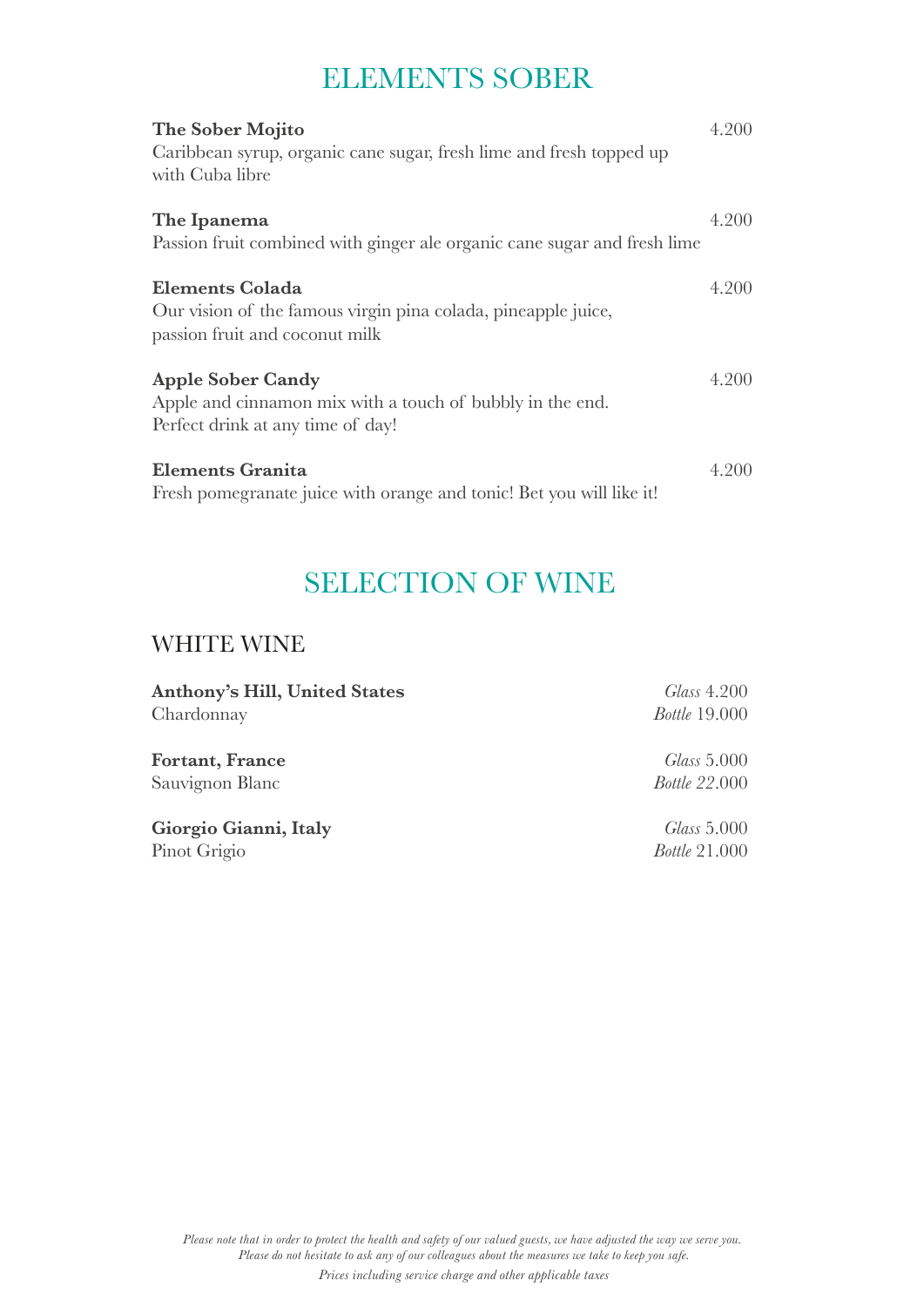# ELEMENTS SOBER

**The Sober Mojito** 4.200
Caribbean syrup, organic cane sugar, fresh lime and fresh topped up with Cuba libre

**The Ipanema** 4.200
Passion fruit combined with ginger ale organic cane sugar and fresh lime

**Elements Colada** 4.200
Our vision of the famous virgin pina colada, pineapple juice, passion fruit and coconut milk

**Apple Sober Candy** 4.200
Apple and cinnamon mix with a touch of bubbly in the end. Perfect drink at any time of day!

**Elements Granita** 4.200
Fresh pomegranate juice with orange and tonic! Bet you will like it!

# SELECTION OF WINE

## WHITE WINE

**Anthony's Hill, United States** *Glass* 4.200
Chardonnay *Bottle* 19.000

**Fortant, France** *Glass* 5.000
Sauvignon Blanc *Bottle 22*.000

**Giorgio Gianni, Italy** *Glass* 5.000
Pinot Grigio *Bottle* 21.000

*Please note that in order to protect the health and safety of our valued guests, we have adjusted the way we serve you. Please do not hesitate to ask any of our colleagues about the measures we take to keep you safe.*

*Prices including service charge and other applicable taxes*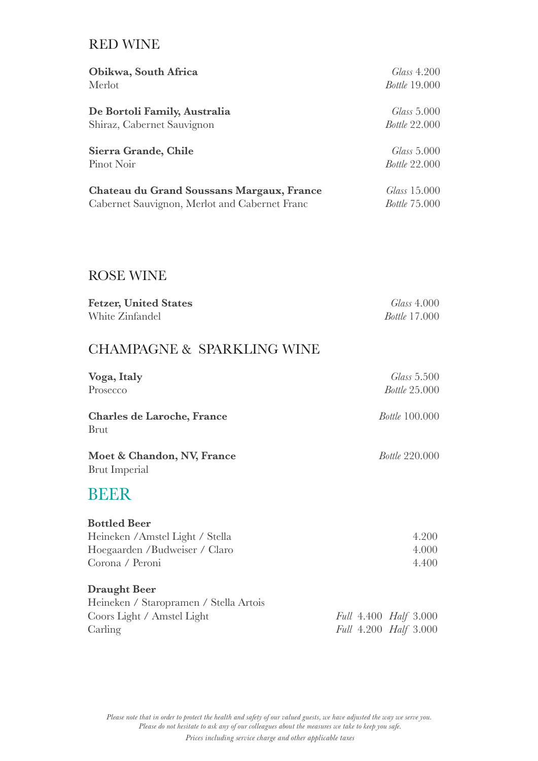## RED WINE

**Obikwa, South Africa**
Merlot
*Glass* 4.200
*Bottle* 19.000

**De Bortoli Family, Australia**
Shiraz, Cabernet Sauvignon
*Glass* 5.000
*Bottle* 22.000

**Sierra Grande, Chile**
Pinot Noir
*Glass* 5.000
*Bottle* 22.000

**Chateau du Grand Soussans Margaux, France**
Cabernet Sauvignon, Merlot and Cabernet Franc
*Glass* 15.000
*Bottle* 75.000

## ROSE WINE

**Fetzer, United States**
White Zinfandel
*Glass* 4.000
*Bottle* 17.000

## CHAMPAGNE & SPARKLING WINE

**Voga, Italy**
Prosecco
*Glass* 5.500
*Bottle* 25.000

**Charles de Laroche, France**
Brut
*Bottle* 100.000

**Moet & Chandon, NV, France**
Brut Imperial
*Bottle* 220.000

# BEER

**Bottled Beer**

| | |
|---|---|
| Heineken /Amstel Light / Stella | 4.200 |
| Hoegaarden /Budweiser / Claro | 4.000 |
| Corona / Peroni | 4.400 |

**Draught Beer**

| | |
|---|---|
| Heineken / Staropramen / Stella Artois | |
| Coors Light / Amstel Light | *Full* 4.400 *Half* 3.000 |
| Carling | *Full* 4.200 *Half* 3.000 |

*Please note that in order to protect the health and safety of our valued guests, we have adjusted the way we serve you. Please do not hesitate to ask any of our colleagues about the measures we take to keep you safe.*

*Prices including service charge and other applicable taxes*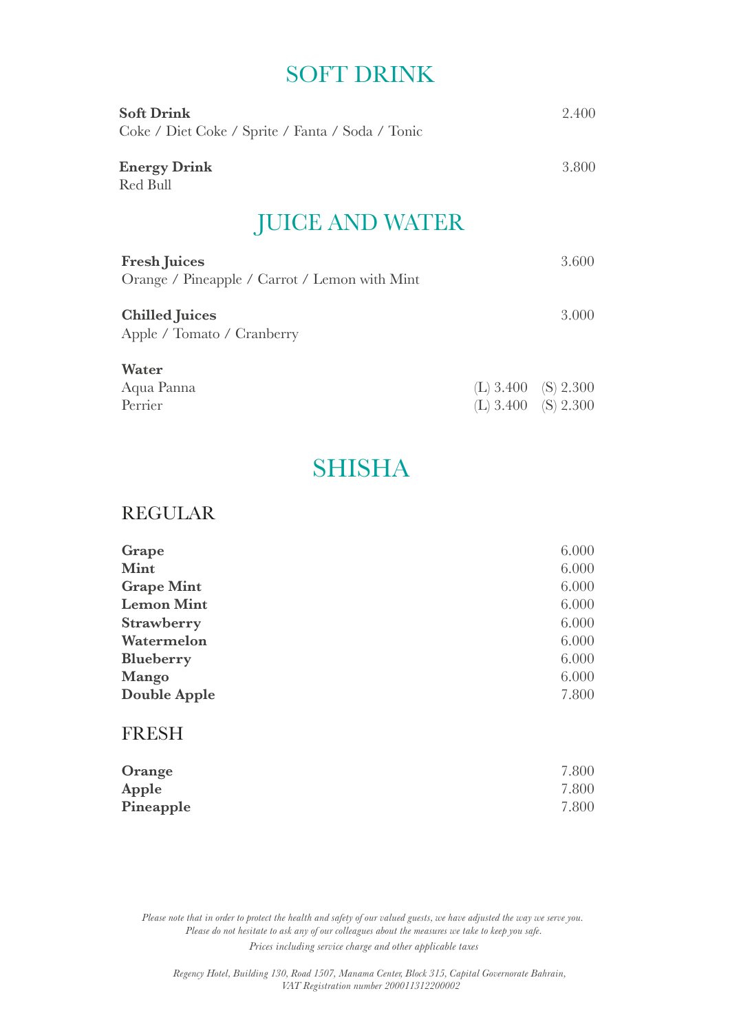# SOFT DRINK

**Soft Drink** 2.400
Coke / Diet Coke / Sprite / Fanta / Soda / Tonic

**Energy Drink** 3.800
Red Bull

# JUICE AND WATER

**Fresh Juices** 3.600
Orange / Pineapple / Carrot / Lemon with Mint

**Chilled Juices** 3.000
Apple / Tomato / Cranberry

**Water**

| | | |
|---|---|---|
| Aqua Panna | (L) 3.400 | (S) 2.300 |
| Perrier | (L) 3.400 | (S) 2.300 |

# SHISHA

## REGULAR

| | |
|---|---|
| **Grape** | 6.000 |
| **Mint** | 6.000 |
| **Grape Mint** | 6.000 |
| **Lemon Mint** | 6.000 |
| **Strawberry** | 6.000 |
| **Watermelon** | 6.000 |
| **Blueberry** | 6.000 |
| **Mango** | 6.000 |
| **Double Apple** | 7.800 |

## FRESH

| | |
|---|---|
| **Orange** | 7.800 |
| **Apple** | 7.800 |
| **Pineapple** | 7.800 |

*Please note that in order to protect the health and safety of our valued guests, we have adjusted the way we serve you.*
*Please do not hesitate to ask any of our colleagues about the measures we take to keep you safe.*
*Prices including service charge and other applicable taxes*

*Regency Hotel, Building 130, Road 1507, Manama Center, Block 315, Capital Governorate Bahrain,*
*VAT Registration number 200011312200002*